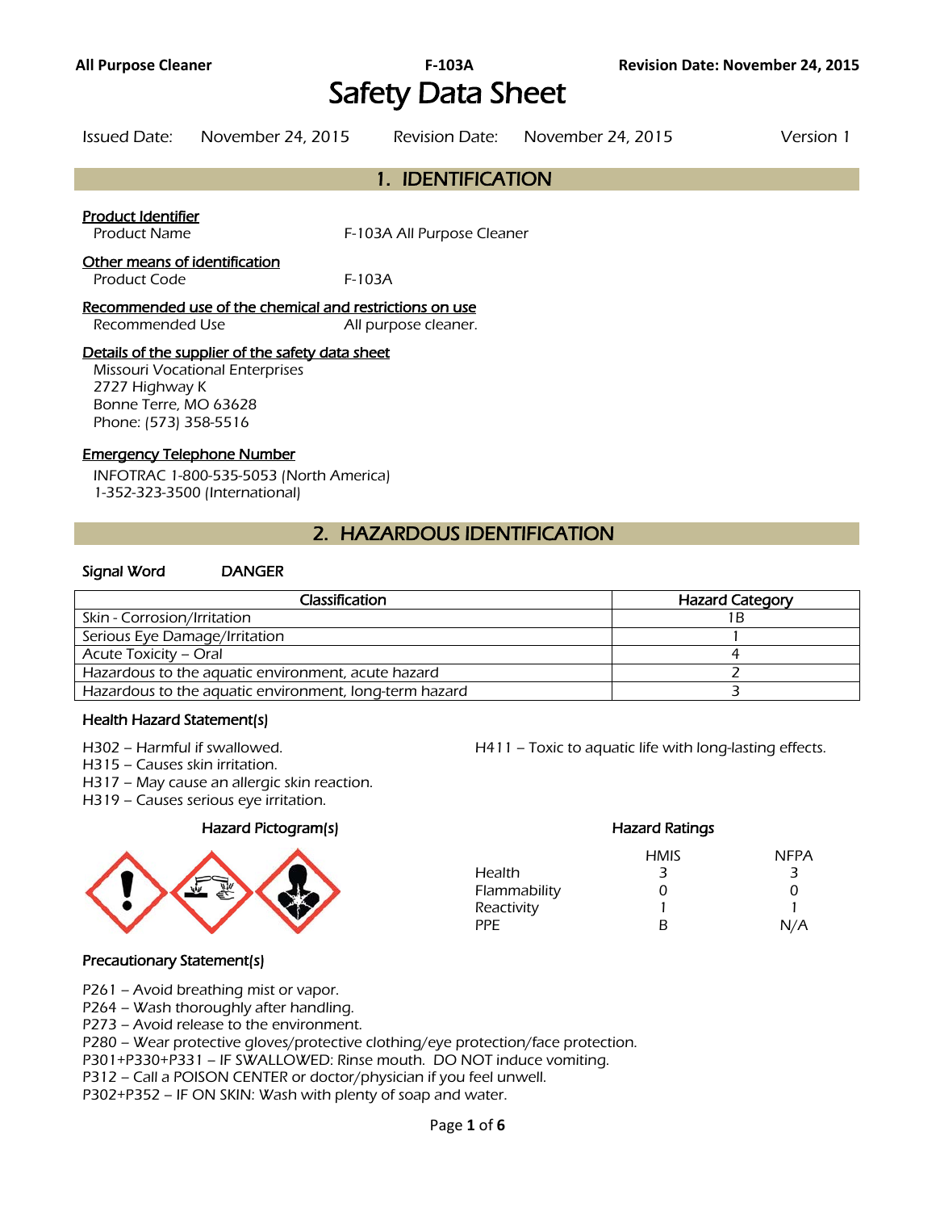# Safety Data Sheet

Issued Date: November 24, 2015 Revision Date: November 24, 2015 Version 1

## 1. IDENTIFICATION

**Product Identifier**

Product Name F-103A All Purpose Cleaner

**Other means of identification**

Product Code F-103A

**Recommended use of the chemical and restrictions on use**

Recommended Use All purpose cleaner.

**Details of the supplier of the safety data sheet**

Missouri Vocational Enterprises
2727 Highway K
Bonne Terre, MO 63628
Phone: (573) 358-5516

**Emergency Telephone Number**

INFOTRAC 1-800-535-5053 (North America)
1-352-323-3500 (International)

## 2. HAZARDOUS IDENTIFICATION

**Signal Word** DANGER

| Classification | Hazard Category |
|---|---|
| Skin - Corrosion/Irritation | 1B |
| Serious Eye Damage/Irritation | 1 |
| Acute Toxicity – Oral | 4 |
| Hazardous to the aquatic environment, acute hazard | 2 |
| Hazardous to the aquatic environment, long-term hazard | 3 |

**Health Hazard Statement(s)**

H302 – Harmful if swallowed.
H315 – Causes skin irritation.
H317 – May cause an allergic skin reaction.
H319 – Causes serious eye irritation.
H411 – Toxic to aquatic life with long-lasting effects.

**Hazard Pictogram(s)**

**Hazard Ratings**

| | HMIS | NFPA |
|---|---|---|
| Health | 3 | 3 |
| Flammability | 0 | 0 |
| Reactivity | 1 | 1 |
| PPE | B | N/A |

**Precautionary Statement(s)**

P261 – Avoid breathing mist or vapor.
P264 – Wash thoroughly after handling.
P273 – Avoid release to the environment.
P280 – Wear protective gloves/protective clothing/eye protection/face protection.
P301+P330+P331 – IF SWALLOWED: Rinse mouth. DO NOT induce vomiting.
P312 – Call a POISON CENTER or doctor/physician if you feel unwell.
P302+P352 – IF ON SKIN: Wash with plenty of soap and water.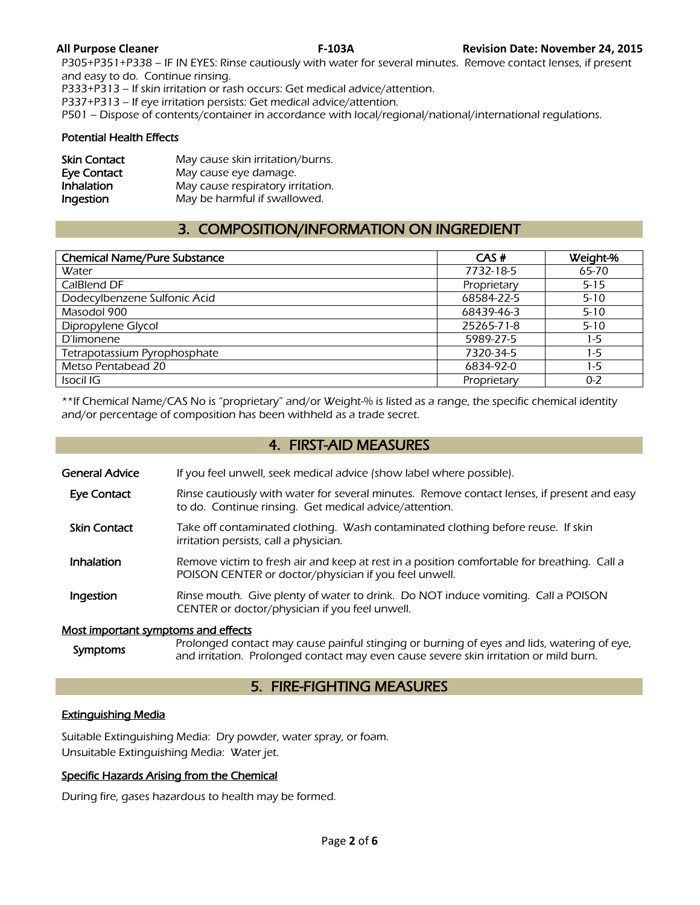P305+P351+P338 – IF IN EYES: Rinse cautiously with water for several minutes. Remove contact lenses, if present and easy to do. Continue rinsing.
P333+P313 – If skin irritation or rash occurs: Get medical advice/attention.
P337+P313 – If eye irritation persists: Get medical advice/attention.
P501 – Dispose of contents/container in accordance with local/regional/national/international regulations.

### Potential Health Effects

**Skin Contact** May cause skin irritation/burns.
**Eye Contact** May cause eye damage.
**Inhalation** May cause respiratory irritation.
**Ingestion** May be harmful if swallowed.

## 3. COMPOSITION/INFORMATION ON INGREDIENT

| Chemical Name/Pure Substance | CAS # | Weight-% |
| --- | --- | --- |
| Water | 7732-18-5 | 65-70 |
| CalBlend DF | Proprietary | 5-15 |
| Dodecylbenzene Sulfonic Acid | 68584-22-5 | 5-10 |
| Masodol 900 | 68439-46-3 | 5-10 |
| Dipropylene Glycol | 25265-71-8 | 5-10 |
| D'limonene | 5989-27-5 | 1-5 |
| Tetrapotassium Pyrophosphate | 7320-34-5 | 1-5 |
| Metso Pentabead 20 | 6834-92-0 | 1-5 |
| Isocil IG | Proprietary | 0-2 |

**If Chemical Name/CAS No is "proprietary" and/or Weight-% is listed as a range, the specific chemical identity and/or percentage of composition has been withheld as a trade secret.

## 4. FIRST-AID MEASURES

**General Advice** If you feel unwell, seek medical advice (show label where possible).

**Eye Contact** Rinse cautiously with water for several minutes. Remove contact lenses, if present and easy to do. Continue rinsing. Get medical advice/attention.

**Skin Contact** Take off contaminated clothing. Wash contaminated clothing before reuse. If skin irritation persists, call a physician.

**Inhalation** Remove victim to fresh air and keep at rest in a position comfortable for breathing. Call a POISON CENTER or doctor/physician if you feel unwell.

**Ingestion** Rinse mouth. Give plenty of water to drink. Do NOT induce vomiting. Call a POISON CENTER or doctor/physician if you feel unwell.

### Most important symptoms and effects

**Symptoms** Prolonged contact may cause painful stinging or burning of eyes and lids, watering of eye, and irritation. Prolonged contact may even cause severe skin irritation or mild burn.

## 5. FIRE-FIGHTING MEASURES

### Extinguishing Media

Suitable Extinguishing Media: Dry powder, water spray, or foam.
Unsuitable Extinguishing Media: Water jet.

### Specific Hazards Arising from the Chemical

During fire, gases hazardous to health may be formed.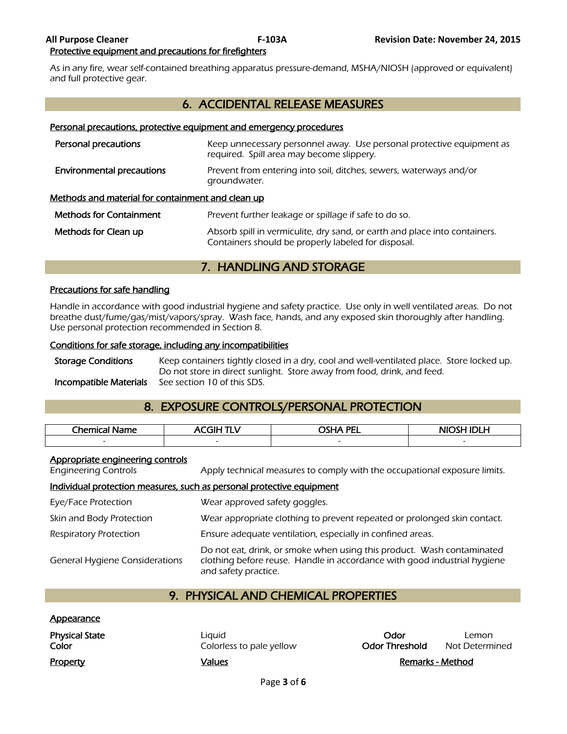#### Protective equipment and precautions for firefighters

As in any fire, wear self-contained breathing apparatus pressure-demand, MSHA/NIOSH (approved or equivalent) and full protective gear.

## 6. ACCIDENTAL RELEASE MEASURES

#### Personal precautions, protective equipment and emergency procedures

**Personal precautions** — Keep unnecessary personnel away. Use personal protective equipment as required. Spill area may become slippery.

**Environmental precautions** — Prevent from entering into soil, ditches, sewers, waterways and/or groundwater.

#### Methods and material for containment and clean up

**Methods for Containment** — Prevent further leakage or spillage if safe to do so.

**Methods for Clean up** — Absorb spill in vermiculite, dry sand, or earth and place into containers. Containers should be properly labeled for disposal.

## 7. HANDLING AND STORAGE

#### Precautions for safe handling

Handle in accordance with good industrial hygiene and safety practice. Use only in well ventilated areas. Do not breathe dust/fume/gas/mist/vapors/spray. Wash face, hands, and any exposed skin thoroughly after handling. Use personal protection recommended in Section 8.

#### Conditions for safe storage, including any incompatibilities

**Storage Conditions** — Keep containers tightly closed in a dry, cool and well-ventilated place. Store locked up. Do not store in direct sunlight. Store away from food, drink, and feed.

**Incompatible Materials** — See section 10 of this SDS.

## 8. EXPOSURE CONTROLS/PERSONAL PROTECTION

| Chemical Name | ACGIH TLV | OSHA PEL | NIOSH IDLH |
|---|---|---|---|
| - | - | - | - |

#### Appropriate engineering controls

Engineering Controls — Apply technical measures to comply with the occupational exposure limits.

#### Individual protection measures, such as personal protective equipment

Eye/Face Protection — Wear approved safety goggles.

Skin and Body Protection — Wear appropriate clothing to prevent repeated or prolonged skin contact.

Respiratory Protection — Ensure adequate ventilation, especially in confined areas.

General Hygiene Considerations — Do not eat, drink, or smoke when using this product. Wash contaminated clothing before reuse. Handle in accordance with good industrial hygiene and safety practice.

## 9. PHYSICAL AND CHEMICAL PROPERTIES

#### Appearance

**Physical State** — Liquid
**Color** — Colorless to pale yellow
**Odor** — Lemon
**Odor Threshold** — Not Determined

| Property | Values | Remarks - Method |
|---|---|---|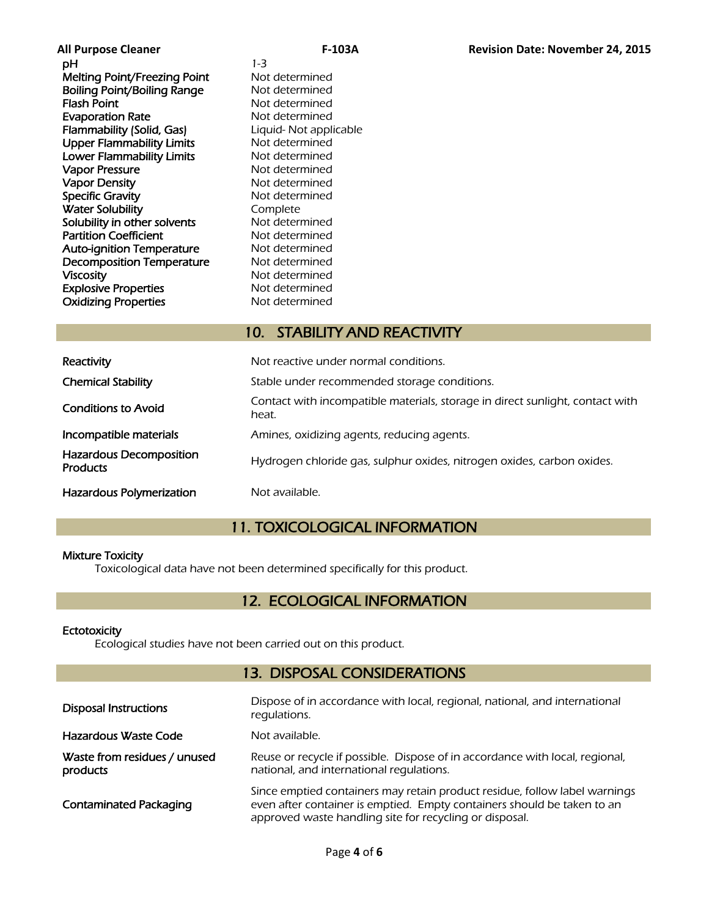| Property | Value |
|---|---|
| pH | 1-3 |
| Melting Point/Freezing Point | Not determined |
| Boiling Point/Boiling Range | Not determined |
| Flash Point | Not determined |
| Evaporation Rate | Not determined |
| Flammability (Solid, Gas) | Liquid- Not applicable |
| Upper Flammability Limits | Not determined |
| Lower Flammability Limits | Not determined |
| Vapor Pressure | Not determined |
| Vapor Density | Not determined |
| Specific Gravity | Not determined |
| Water Solubility | Complete |
| Solubility in other solvents | Not determined |
| Partition Coefficient | Not determined |
| Auto-ignition Temperature | Not determined |
| Decomposition Temperature | Not determined |
| Viscosity | Not determined |
| Explosive Properties | Not determined |
| Oxidizing Properties | Not determined |

## 10. STABILITY AND REACTIVITY

| | |
|---|---|
| **Reactivity** | Not reactive under normal conditions. |
| **Chemical Stability** | Stable under recommended storage conditions. |
| **Conditions to Avoid** | Contact with incompatible materials, storage in direct sunlight, contact with heat. |
| **Incompatible materials** | Amines, oxidizing agents, reducing agents. |
| **Hazardous Decomposition Products** | Hydrogen chloride gas, sulphur oxides, nitrogen oxides, carbon oxides. |
| **Hazardous Polymerization** | Not available. |

## 11. TOXICOLOGICAL INFORMATION

**Mixture Toxicity**

Toxicological data have not been determined specifically for this product.

## 12. ECOLOGICAL INFORMATION

**Ectotoxicity**

Ecological studies have not been carried out on this product.

## 13. DISPOSAL CONSIDERATIONS

| | |
|---|---|
| **Disposal Instructions** | Dispose of in accordance with local, regional, national, and international regulations. |
| **Hazardous Waste Code** | Not available. |
| **Waste from residues / unused products** | Reuse or recycle if possible. Dispose of in accordance with local, regional, national, and international regulations. |
| **Contaminated Packaging** | Since emptied containers may retain product residue, follow label warnings even after container is emptied. Empty containers should be taken to an approved waste handling site for recycling or disposal. |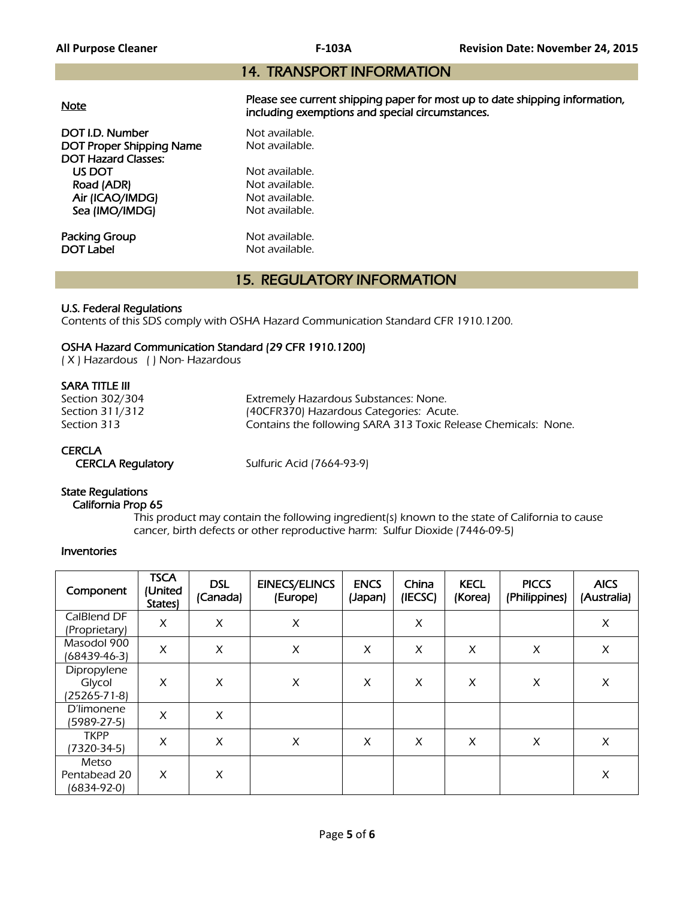## 14. TRANSPORT INFORMATION

**Note** — **Please see current shipping paper for most up to date shipping information, including exemptions and special circumstances.**

| | |
|---|---|
| DOT I.D. Number | Not available. |
| DOT Proper Shipping Name | Not available. |
| DOT Hazard Classes: | |
| US DOT | Not available. |
| Road (ADR) | Not available. |
| Air (ICAO/IMDG) | Not available. |
| Sea (IMO/IMDG) | Not available. |
| Packing Group | Not available. |
| DOT Label | Not available. |

## 15. REGULATORY INFORMATION

### U.S. Federal Regulations

Contents of this SDS comply with OSHA Hazard Communication Standard CFR 1910.1200.

### OSHA Hazard Communication Standard (29 CFR 1910.1200)

( X ) Hazardous ( ) Non- Hazardous

### SARA TITLE III

| | |
|---|---|
| Section 302/304 | Extremely Hazardous Substances: None. |
| Section 311/312 | (40CFR370) Hazardous Categories: Acute. |
| Section 313 | Contains the following SARA 313 Toxic Release Chemicals: None. |

### CERCLA

CERCLA Regulatory — Sulfuric Acid (7664-93-9)

### State Regulations

**California Prop 65**

This product may contain the following ingredient(s) known to the state of California to cause cancer, birth defects or other reproductive harm: Sulfur Dioxide (7446-09-5)

### Inventories

| Component | TSCA (United States) | DSL (Canada) | EINECS/ELINCS (Europe) | ENCS (Japan) | China (IECSC) | KECL (Korea) | PICCS (Philippines) | AICS (Australia) |
|---|---|---|---|---|---|---|---|---|
| CalBlend DF (Proprietary) | X | X | X | | X | | | X |
| Masodol 900 (68439-46-3) | X | X | X | X | X | X | X | X |
| Dipropylene Glycol (25265-71-8) | X | X | X | X | X | X | X | X |
| D'limonene (5989-27-5) | X | X | | | | | | |
| TKPP (7320-34-5) | X | X | X | X | X | X | X | X |
| Metso Pentabead 20 (6834-92-0) | X | X | | | | | | X |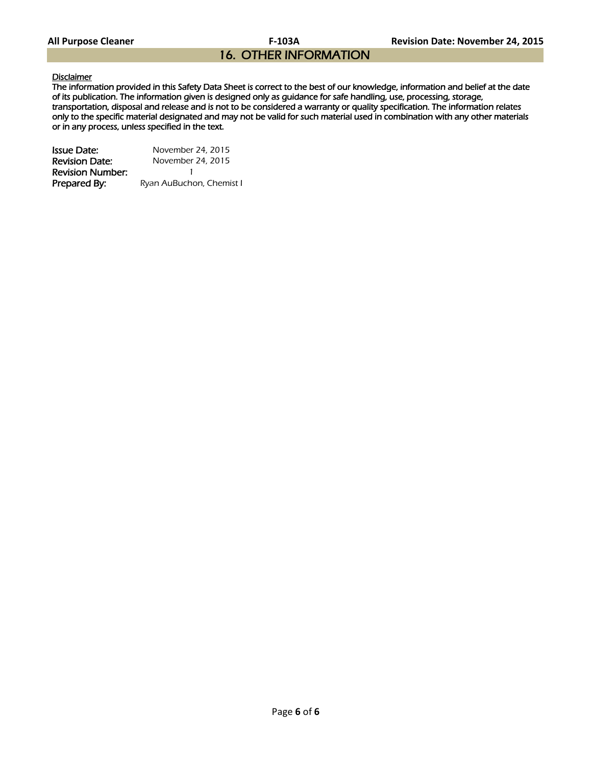## 16. OTHER INFORMATION

Disclaimer

The information provided in this Safety Data Sheet is correct to the best of our knowledge, information and belief at the date of its publication. The information given is designed only as guidance for safe handling, use, processing, storage, transportation, disposal and release and is not to be considered a warranty or quality specification. The information relates only to the specific material designated and may not be valid for such material used in combination with any other materials or in any process, unless specified in the text.

| | |
|---|---|
| **Issue Date:** | November 24, 2015 |
| **Revision Date:** | November 24, 2015 |
| **Revision Number:** | 1 |
| **Prepared By:** | Ryan AuBuchon, Chemist I |